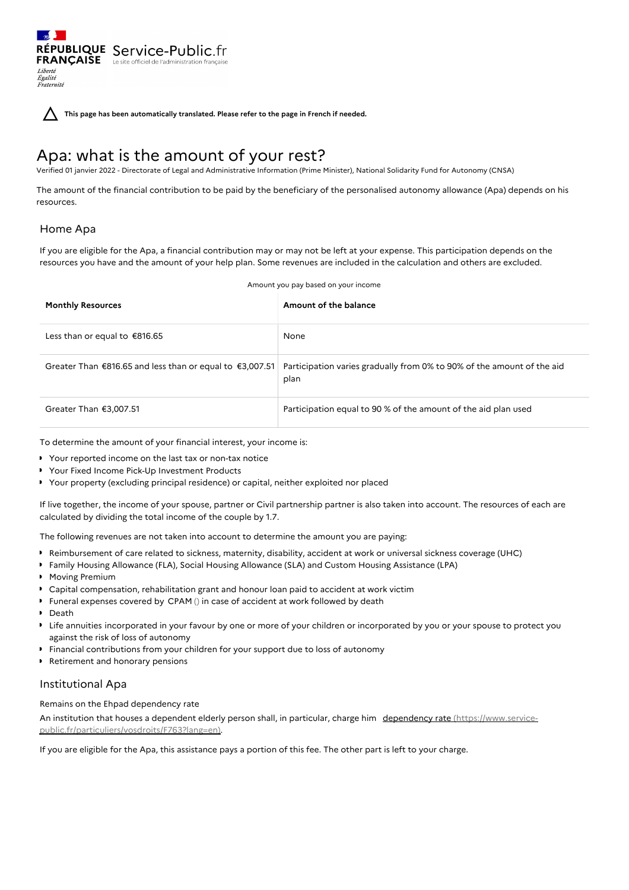RÉPUBLIQUE FRANÇAISE

*Liberté Égalité Fraternité*

Service-Public.fr
Le site officiel de l'administration française

**This page has been automatically translated. Please refer to the page in French if needed.**

# Apa: what is the amount of your rest?

Verified 01 janvier 2022 - Directorate of Legal and Administrative Information (Prime Minister), National Solidarity Fund for Autonomy (CNSA)

The amount of the financial contribution to be paid by the beneficiary of the personalised autonomy allowance (Apa) depends on his resources.

## Home Apa

If you are eligible for the Apa, a financial contribution may or may not be left at your expense. This participation depends on the resources you have and the amount of your help plan. Some revenues are included in the calculation and others are excluded.

Amount you pay based on your income

| Monthly Resources | Amount of the balance |
| --- | --- |
| Less than or equal to €816.65 | None |
| Greater Than €816.65 and less than or equal to €3,007.51 | Participation varies gradually from 0% to 90% of the amount of the aid plan |
| Greater Than €3,007.51 | Participation equal to 90 % of the amount of the aid plan used |

To determine the amount of your financial interest, your income is:

- Your reported income on the last tax or non-tax notice
- Your Fixed Income Pick-Up Investment Products
- Your property (excluding principal residence) or capital, neither exploited nor placed

If live together, the income of your spouse, partner or Civil partnership partner is also taken into account. The resources of each are calculated by dividing the total income of the couple by 1.7.

The following revenues are not taken into account to determine the amount you are paying:

- Reimbursement of care related to sickness, maternity, disability, accident at work or universal sickness coverage (UHC)
- Family Housing Allowance (FLA), Social Housing Allowance (SLA) and Custom Housing Assistance (LPA)
- Moving Premium
- Capital compensation, rehabilitation grant and honour loan paid to accident at work victim
- Funeral expenses covered by CPAM () in case of accident at work followed by death
- Death
- Life annuities incorporated in your favour by one or more of your children or incorporated by you or your spouse to protect you against the risk of loss of autonomy
- Financial contributions from your children for your support due to loss of autonomy
- Retirement and honorary pensions

## Institutional Apa

Remains on the Ehpad dependency rate

An institution that houses a dependent elderly person shall, in particular, charge him dependency rate (https://www.service-public.fr/particuliers/vosdroits/F763?lang=en).

If you are eligible for the Apa, this assistance pays a portion of this fee. The other part is left to your charge.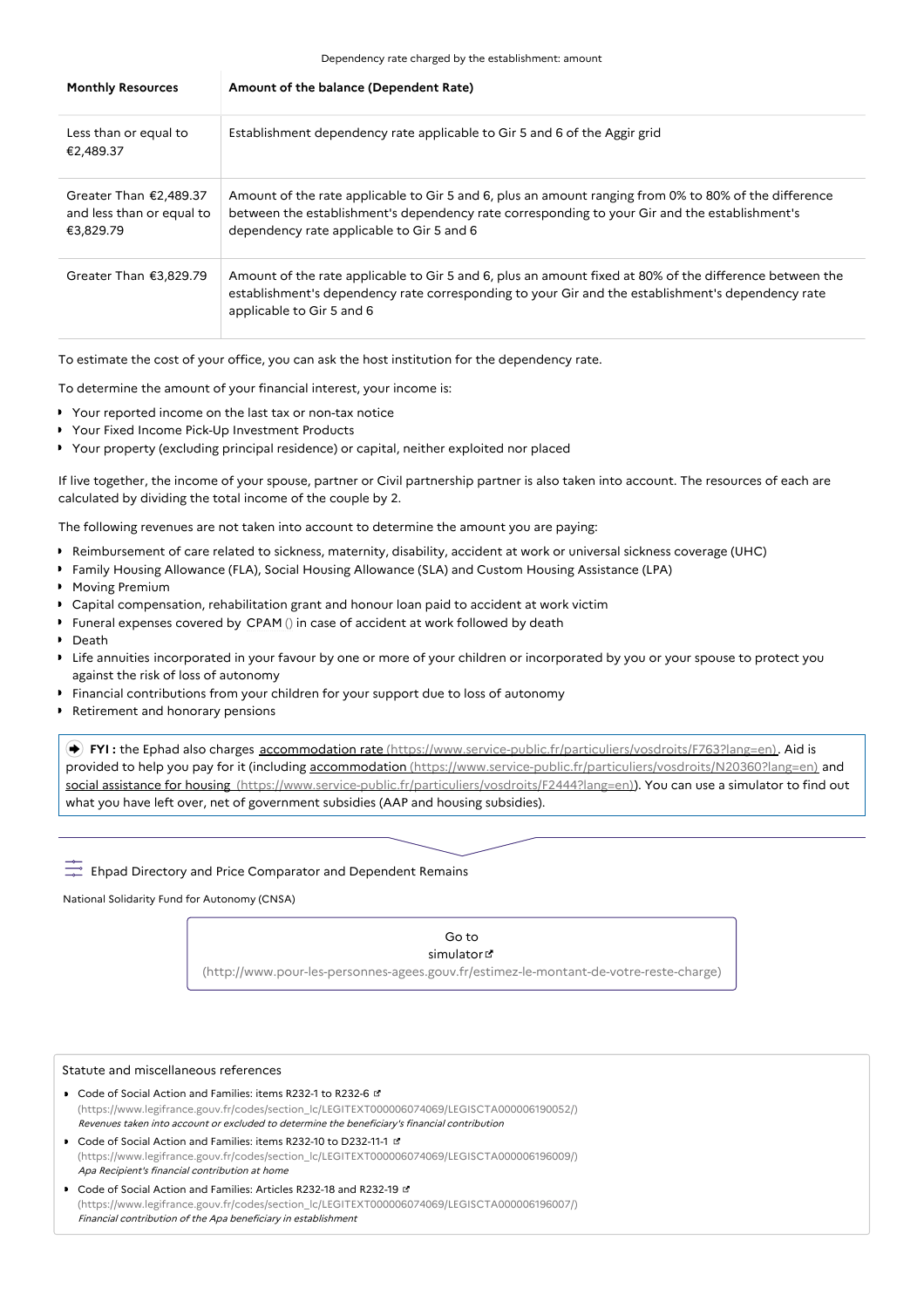Dependency rate charged by the establishment: amount

| Monthly Resources | Amount of the balance (Dependent Rate) |
| --- | --- |
| Less than or equal to €2,489.37 | Establishment dependency rate applicable to Gir 5 and 6 of the Aggir grid |
| Greater Than €2,489.37 and less than or equal to €3,829.79 | Amount of the rate applicable to Gir 5 and 6, plus an amount ranging from 0% to 80% of the difference between the establishment's dependency rate corresponding to your Gir and the establishment's dependency rate applicable to Gir 5 and 6 |
| Greater Than €3,829.79 | Amount of the rate applicable to Gir 5 and 6, plus an amount fixed at 80% of the difference between the establishment's dependency rate corresponding to your Gir and the establishment's dependency rate applicable to Gir 5 and 6 |

To estimate the cost of your office, you can ask the host institution for the dependency rate.

To determine the amount of your financial interest, your income is:

- Your reported income on the last tax or non-tax notice
- Your Fixed Income Pick-Up Investment Products
- Your property (excluding principal residence) or capital, neither exploited nor placed

If live together, the income of your spouse, partner or Civil partnership partner is also taken into account. The resources of each are calculated by dividing the total income of the couple by 2.

The following revenues are not taken into account to determine the amount you are paying:

- Reimbursement of care related to sickness, maternity, disability, accident at work or universal sickness coverage (UHC)
- Family Housing Allowance (FLA), Social Housing Allowance (SLA) and Custom Housing Assistance (LPA)
- Moving Premium
- Capital compensation, rehabilitation grant and honour loan paid to accident at work victim
- Funeral expenses covered by CPAM () in case of accident at work followed by death
- Death
- Life annuities incorporated in your favour by one or more of your children or incorporated by you or your spouse to protect you against the risk of loss of autonomy
- Financial contributions from your children for your support due to loss of autonomy
- Retirement and honorary pensions

**FYI :** the Ephad also charges accommodation rate (https://www.service-public.fr/particuliers/vosdroits/F763?lang=en). Aid is provided to help you pay for it (including accommodation (https://www.service-public.fr/particuliers/vosdroits/N20360?lang=en) and social assistance for housing (https://www.service-public.fr/particuliers/vosdroits/F2444?lang=en)). You can use a simulator to find out what you have left over, net of government subsidies (AAP and housing subsidies).

Ehpad Directory and Price Comparator and Dependent Remains

National Solidarity Fund for Autonomy (CNSA)

Go to simulator (http://www.pour-les-personnes-agees.gouv.fr/estimez-le-montant-de-votre-reste-charge)

Statute and miscellaneous references

- Code of Social Action and Families: items R232-1 to R232-6 (https://www.legifrance.gouv.fr/codes/section_lc/LEGITEXT000006074069/LEGISCTA000006190052/)
  *Revenues taken into account or excluded to determine the beneficiary's financial contribution*
- Code of Social Action and Families: items R232-10 to D232-11-1 (https://www.legifrance.gouv.fr/codes/section_lc/LEGITEXT000006074069/LEGISCTA000006196009/)
  *Apa Recipient's financial contribution at home*
- Code of Social Action and Families: Articles R232-18 and R232-19 (https://www.legifrance.gouv.fr/codes/section_lc/LEGITEXT000006074069/LEGISCTA000006196007/)
  *Financial contribution of the Apa beneficiary in establishment*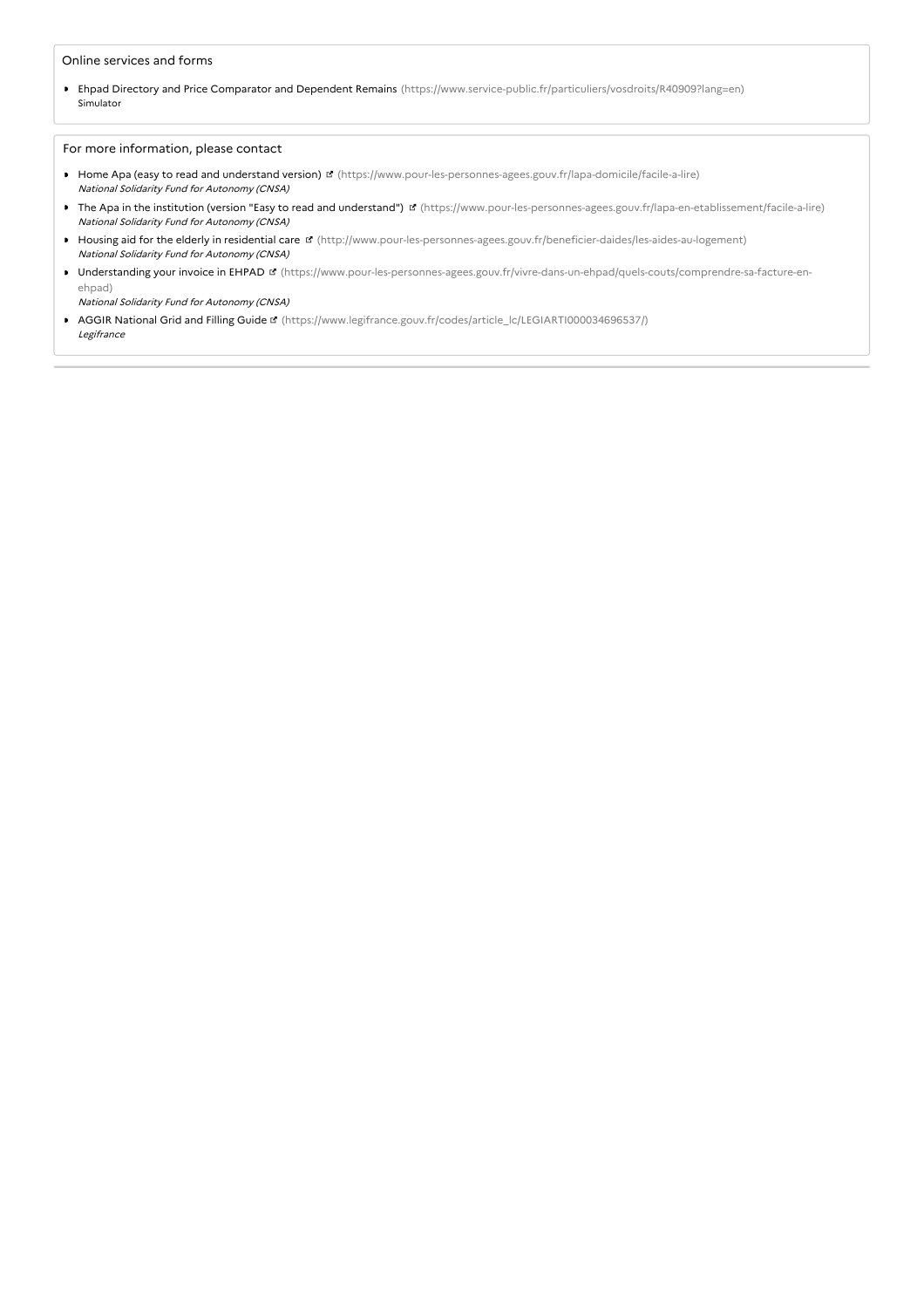## Online services and forms

- Ehpad Directory and Price Comparator and Dependent Remains (https://www.service-public.fr/particuliers/vosdroits/R40909?lang=en)
  Simulator

## For more information, please contact

- Home Apa (easy to read and understand version) (https://www.pour-les-personnes-agees.gouv.fr/lapa-domicile/facile-a-lire)
  *National Solidarity Fund for Autonomy (CNSA)*
- The Apa in the institution (version "Easy to read and understand") (https://www.pour-les-personnes-agees.gouv.fr/lapa-en-etablissement/facile-a-lire)
  *National Solidarity Fund for Autonomy (CNSA)*
- Housing aid for the elderly in residential care (http://www.pour-les-personnes-agees.gouv.fr/beneficier-daides/les-aides-au-logement)
  *National Solidarity Fund for Autonomy (CNSA)*
- Understanding your invoice in EHPAD (https://www.pour-les-personnes-agees.gouv.fr/vivre-dans-un-ehpad/quels-couts/comprendre-sa-facture-en-ehpad)
  *National Solidarity Fund for Autonomy (CNSA)*
- AGGIR National Grid and Filling Guide (https://www.legifrance.gouv.fr/codes/article_lc/LEGIARTI000034696537/)
  *Legifrance*